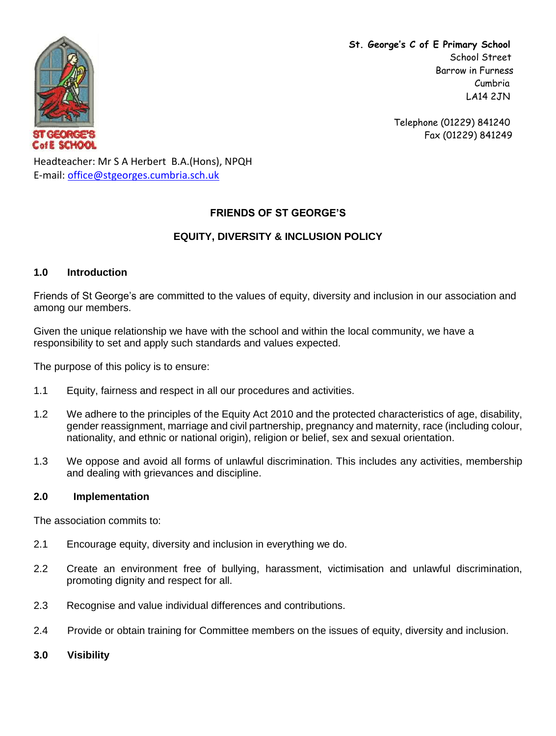ST GEORGE'S
C of E SCHOOL

**St. George's C of E Primary School**
School Street
Barrow in Furness
Cumbria
LA14 2JN

Telephone (01229) 841240
Fax (01229) 841249

Headteacher: Mr S A Herbert B.A.(Hons), NPQH
E-mail: office@stgeorges.cumbria.sch.uk

# FRIENDS OF ST GEORGE'S

## EQUITY, DIVERSITY & INCLUSION POLICY

### 1.0 Introduction

Friends of St George's are committed to the values of equity, diversity and inclusion in our association and among our members.

Given the unique relationship we have with the school and within the local community, we have a responsibility to set and apply such standards and values expected.

The purpose of this policy is to ensure:

1.1 Equity, fairness and respect in all our procedures and activities.

1.2 We adhere to the principles of the Equity Act 2010 and the protected characteristics of age, disability, gender reassignment, marriage and civil partnership, pregnancy and maternity, race (including colour, nationality, and ethnic or national origin), religion or belief, sex and sexual orientation.

1.3 We oppose and avoid all forms of unlawful discrimination. This includes any activities, membership and dealing with grievances and discipline.

### 2.0 Implementation

The association commits to:

2.1 Encourage equity, diversity and inclusion in everything we do.

2.2 Create an environment free of bullying, harassment, victimisation and unlawful discrimination, promoting dignity and respect for all.

2.3 Recognise and value individual differences and contributions.

2.4 Provide or obtain training for Committee members on the issues of equity, diversity and inclusion.

### 3.0 Visibility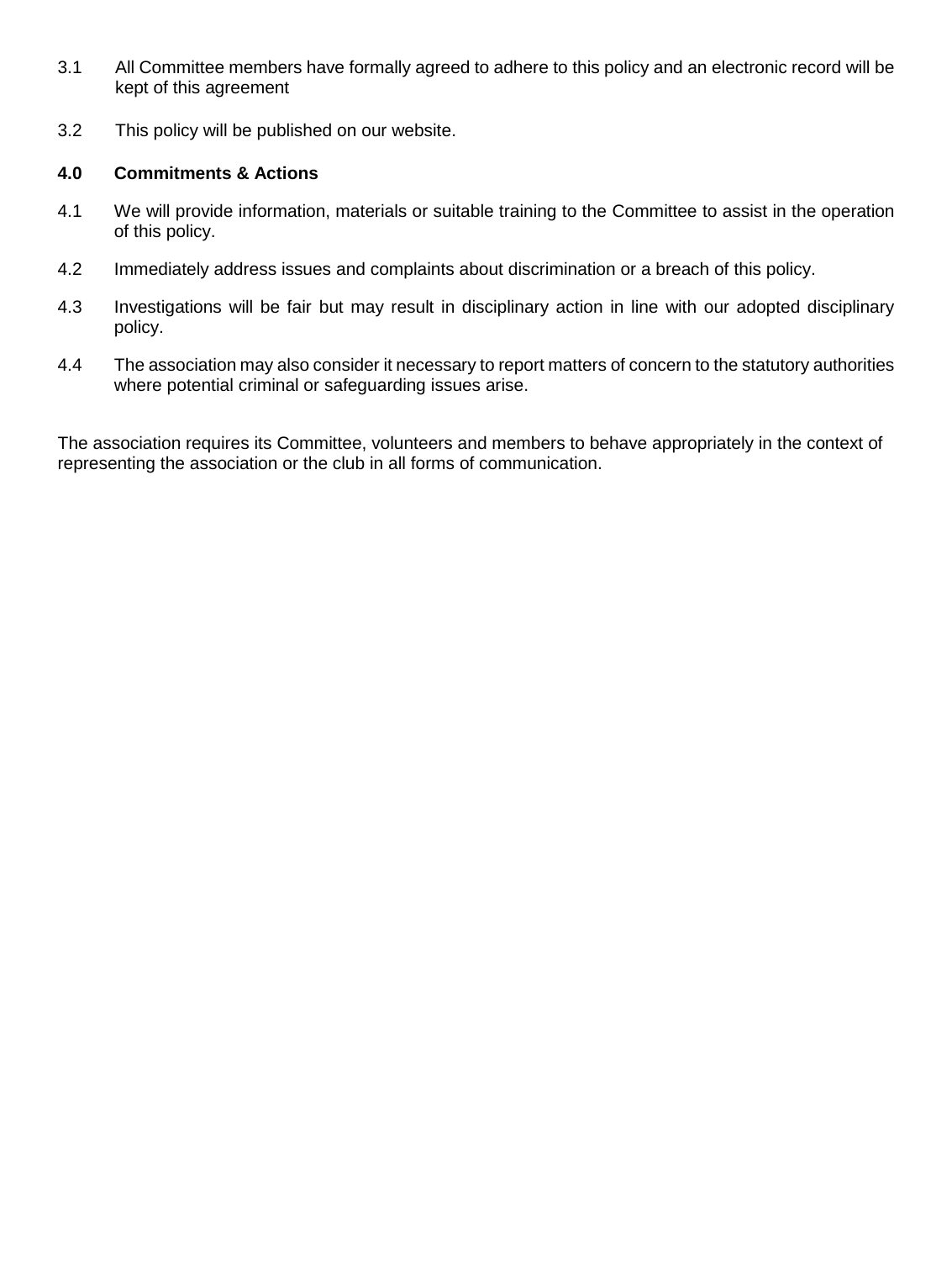3.1 All Committee members have formally agreed to adhere to this policy and an electronic record will be kept of this agreement

3.2 This policy will be published on our website.

## 4.0 Commitments & Actions

4.1 We will provide information, materials or suitable training to the Committee to assist in the operation of this policy.

4.2 Immediately address issues and complaints about discrimination or a breach of this policy.

4.3 Investigations will be fair but may result in disciplinary action in line with our adopted disciplinary policy.

4.4 The association may also consider it necessary to report matters of concern to the statutory authorities where potential criminal or safeguarding issues arise.

The association requires its Committee, volunteers and members to behave appropriately in the context of representing the association or the club in all forms of communication.